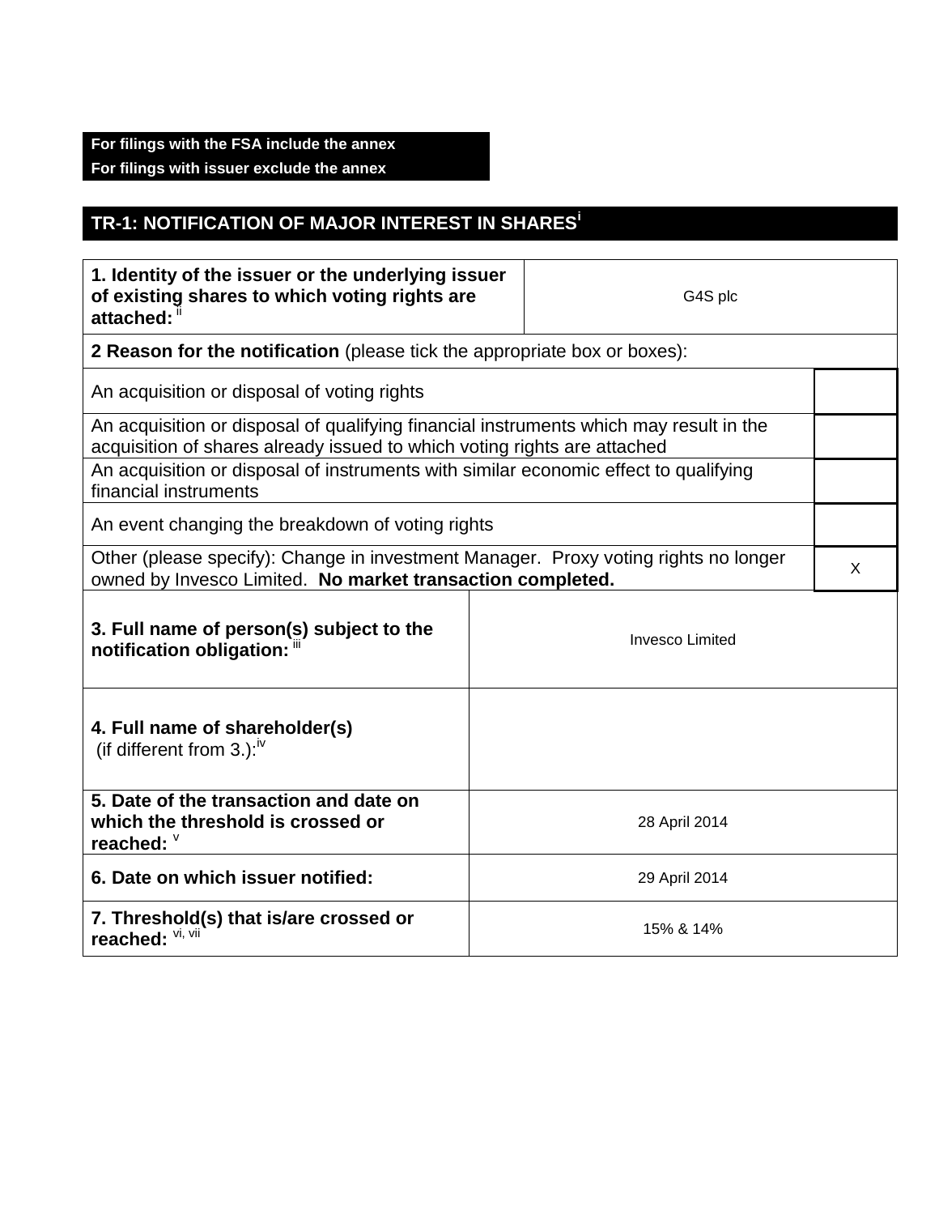**For filings with the FSA include the annex**
**For filings with issuer exclude the annex**

## TR-1: NOTIFICATION OF MAJOR INTEREST IN SHARES[i]

| **1. Identity of the issuer or the underlying issuer of existing shares to which voting rights are attached:** [ii] | G4S plc |
|---|---|

**2 Reason for the notification** (please tick the appropriate box or boxes):

| | |
|---|---|
| An acquisition or disposal of voting rights | |
| An acquisition or disposal of qualifying financial instruments which may result in the acquisition of shares already issued to which voting rights are attached | |
| An acquisition or disposal of instruments with similar economic effect to qualifying financial instruments | |
| An event changing the breakdown of voting rights | |
| Other (please specify): Change in investment Manager. Proxy voting rights no longer owned by Invesco Limited. **No market transaction completed.** | X |

| | |
|---|---|
| **3. Full name of person(s) subject to the notification obligation:** [iii] | Invesco Limited |
| **4. Full name of shareholder(s)** (if different from 3.):[iv] | |
| **5. Date of the transaction and date on which the threshold is crossed or reached:** [v] | 28 April 2014 |
| **6. Date on which issuer notified:** | 29 April 2014 |
| **7. Threshold(s) that is/are crossed or reached:** [vi, vii] | 15% & 14% |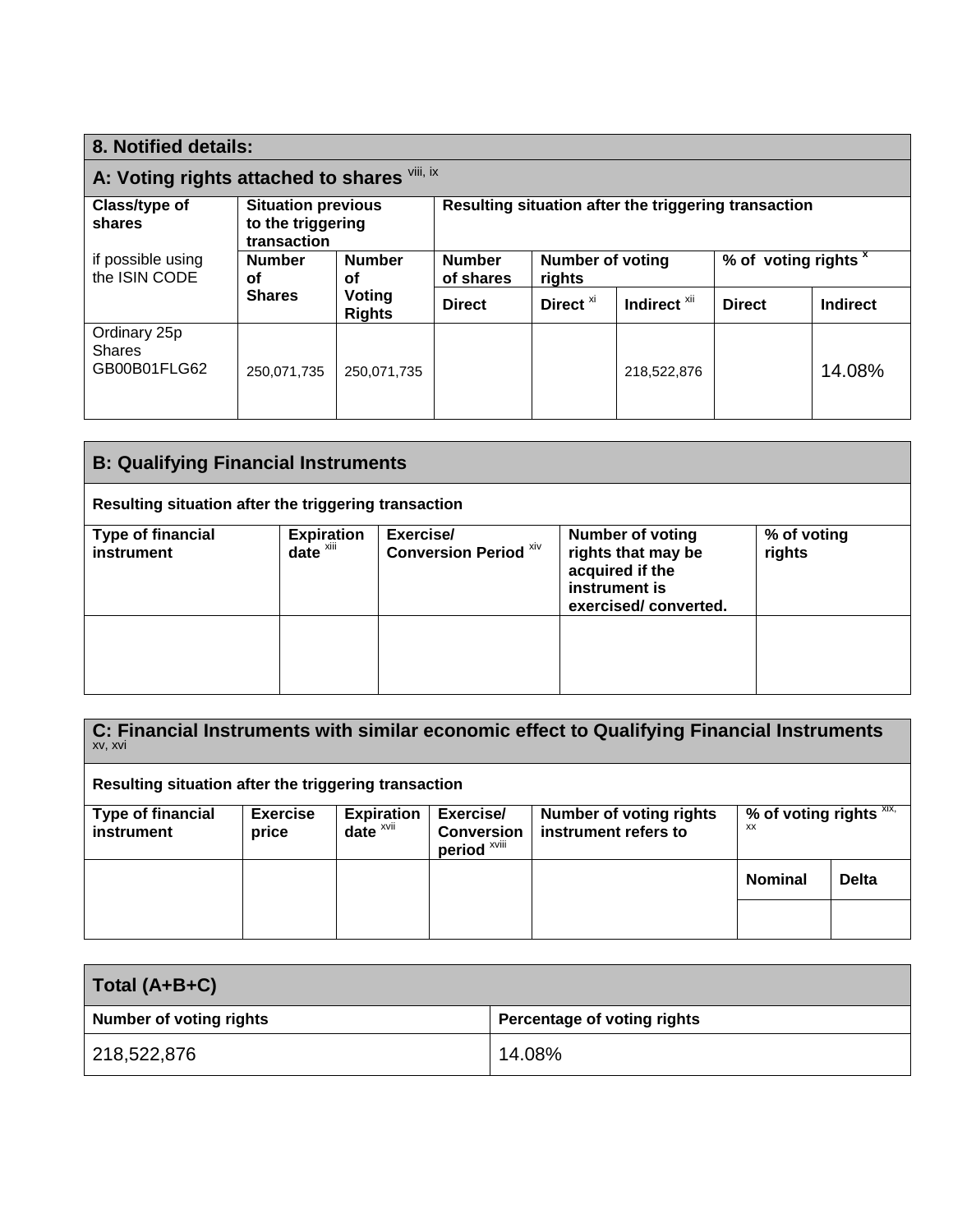## 8. Notified details:

### A: Voting rights attached to shares [viii, ix]

| Class/type of shares if possible using the ISIN CODE | Situation previous to the triggering transaction | | Resulting situation after the triggering transaction | | | | |
|---|---|---|---|---|---|---|---|
| | Number of Shares | Number of Voting Rights | Number of shares | Number of voting rights | | % of voting rights [x] | |
| | | | Direct | Direct [xi] | Indirect [xii] | Direct | Indirect |
| Ordinary 25p Shares GB00B01FLG62 | 250,071,735 | 250,071,735 | | | 218,522,876 | | 14.08% |

### B: Qualifying Financial Instruments

**Resulting situation after the triggering transaction**

| Type of financial instrument | Expiration date [xiii] | Exercise/ Conversion Period [xiv] | Number of voting rights that may be acquired if the instrument is exercised/ converted. | % of voting rights |
|---|---|---|---|---|
| | | | | |

### C: Financial Instruments with similar economic effect to Qualifying Financial Instruments [xv, xvi]

**Resulting situation after the triggering transaction**

| Type of financial instrument | Exercise price | Expiration date [xvii] | Exercise/ Conversion period [xviii] | Number of voting rights instrument refers to | % of voting rights [xix, xx] | |
|---|---|---|---|---|---|---|
| | | | | | Nominal | Delta |
| | | | | | | |

### Total (A+B+C)

| Number of voting rights | Percentage of voting rights |
|---|---|
| 218,522,876 | 14.08% |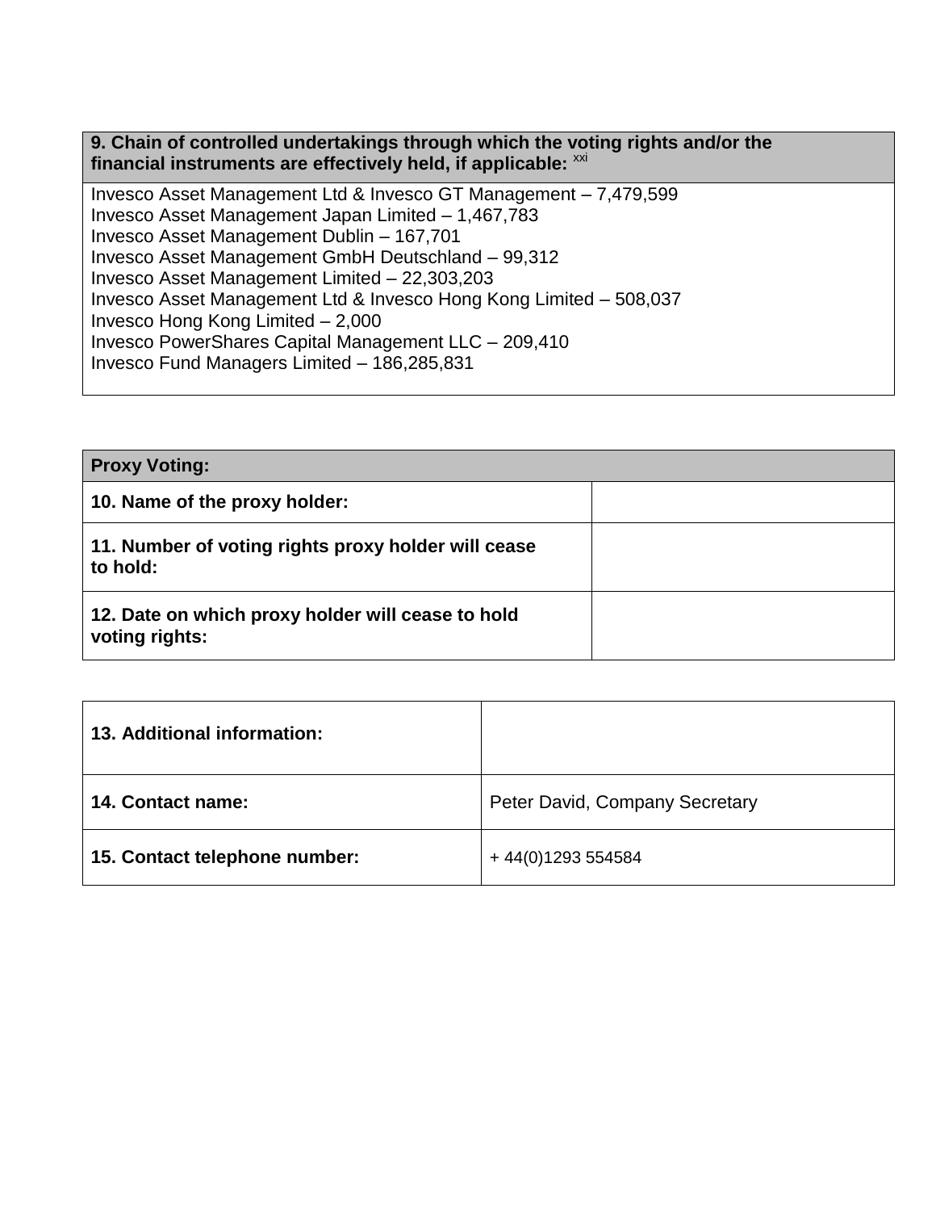| 9. Chain of controlled undertakings through which the voting rights and/or the financial instruments are effectively held, if applicable: [xxi] |
| --- |
| Invesco Asset Management Ltd & Invesco GT Management – 7,479,599<br>Invesco Asset Management Japan Limited – 1,467,783<br>Invesco Asset Management Dublin – 167,701<br>Invesco Asset Management GmbH Deutschland – 99,312<br>Invesco Asset Management Limited – 22,303,203<br>Invesco Asset Management Ltd & Invesco Hong Kong Limited – 508,037<br>Invesco Hong Kong Limited – 2,000<br>Invesco PowerShares Capital Management LLC – 209,410<br>Invesco Fund Managers Limited – 186,285,831 |

| Proxy Voting: | |
| --- | --- |
| **10. Name of the proxy holder:** | |
| **11. Number of voting rights proxy holder will cease to hold:** | |
| **12. Date on which proxy holder will cease to hold voting rights:** | |

| | |
| --- | --- |
| **13. Additional information:** | |
| **14. Contact name:** | Peter David, Company Secretary |
| **15. Contact telephone number:** | + 44(0)1293 554584 |